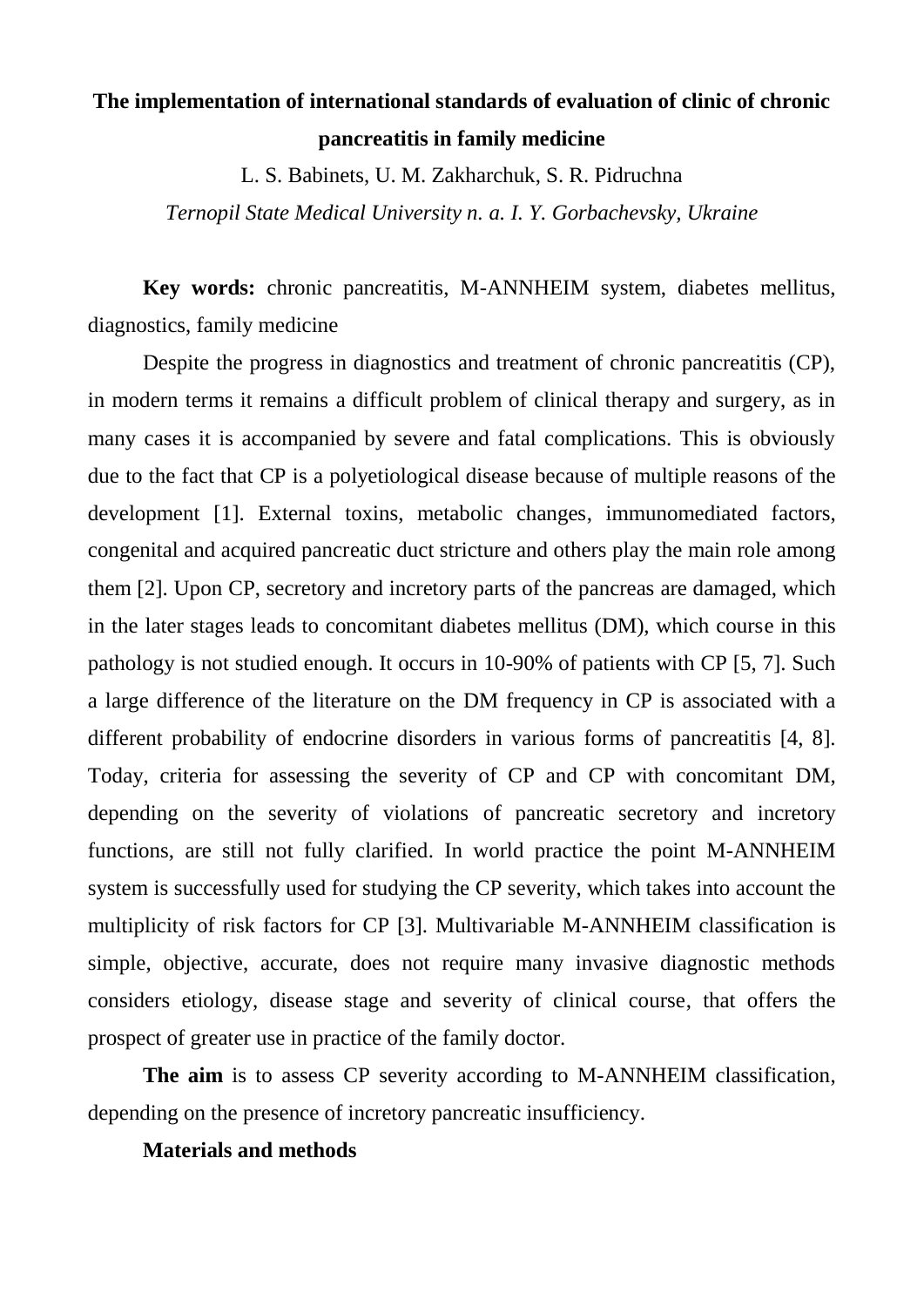# The implementation of international standards of evaluation of clinic of chronic pancreatitis in family medicine

L. S. Babinets, U. M. Zakharchuk, S. R. Pidruchna

*Ternopil State Medical University n. a. I. Y. Gorbachevsky, Ukraine*

**Key words:** chronic pancreatitis, M-ANNHEIM system, diabetes mellitus, diagnostics, family medicine

Despite the progress in diagnostics and treatment of chronic pancreatitis (CP), in modern terms it remains a difficult problem of clinical therapy and surgery, as in many cases it is accompanied by severe and fatal complications. This is obviously due to the fact that CP is a polyetiological disease because of multiple reasons of the development [1]. External toxins, metabolic changes, immunomediated factors, congenital and acquired pancreatic duct stricture and others play the main role among them [2]. Upon CP, secretory and incretory parts of the pancreas are damaged, which in the later stages leads to concomitant diabetes mellitus (DM), which course in this pathology is not studied enough. It occurs in 10-90% of patients with CP [5, 7]. Such a large difference of the literature on the DM frequency in CP is associated with a different probability of endocrine disorders in various forms of pancreatitis [4, 8]. Today, criteria for assessing the severity of CP and CP with concomitant DM, depending on the severity of violations of pancreatic secretory and incretory functions, are still not fully clarified. In world practice the point M-ANNHEIM system is successfully used for studying the CP severity, which takes into account the multiplicity of risk factors for CP [3]. Multivariable M-ANNHEIM classification is simple, objective, accurate, does not require many invasive diagnostic methods considers etiology, disease stage and severity of clinical course, that offers the prospect of greater use in practice of the family doctor.

**The aim** is to assess CP severity according to M-ANNHEIM classification, depending on the presence of incretory pancreatic insufficiency.

**Materials and methods**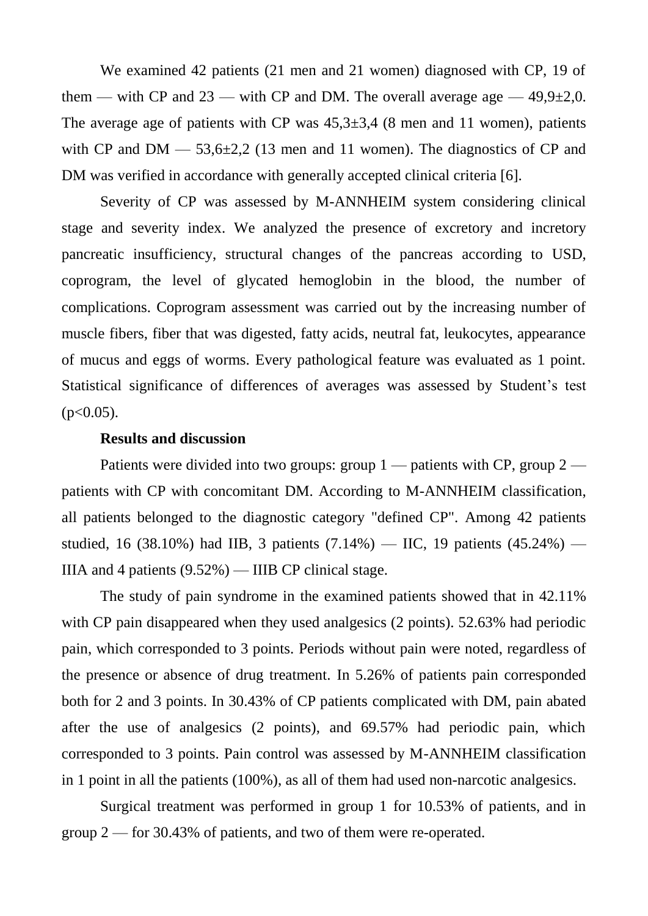We examined 42 patients (21 men and 21 women) diagnosed with CP, 19 of them — with CP and 23 — with CP and DM. The overall average age — 49,9±2,0. The average age of patients with CP was 45,3±3,4 (8 men and 11 women), patients with CP and DM — 53,6±2,2 (13 men and 11 women). The diagnostics of CP and DM was verified in accordance with generally accepted clinical criteria [6].

Severity of CP was assessed by M-ANNHEIM system considering clinical stage and severity index. We analyzed the presence of excretory and incretory pancreatic insufficiency, structural changes of the pancreas according to USD, coprogram, the level of glycated hemoglobin in the blood, the number of complications. Coprogram assessment was carried out by the increasing number of muscle fibers, fiber that was digested, fatty acids, neutral fat, leukocytes, appearance of mucus and eggs of worms. Every pathological feature was evaluated as 1 point. Statistical significance of differences of averages was assessed by Student's test ($p<0.05$).

**Results and discussion**

Patients were divided into two groups: group 1 — patients with CP, group 2 — patients with CP with concomitant DM. According to M-ANNHEIM classification, all patients belonged to the diagnostic category "defined CP". Among 42 patients studied, 16 (38.10%) had IIB, 3 patients (7.14%) — IIC, 19 patients (45.24%) — IIIA and 4 patients (9.52%) — IIIB CP clinical stage.

The study of pain syndrome in the examined patients showed that in 42.11% with CP pain disappeared when they used analgesics (2 points). 52.63% had periodic pain, which corresponded to 3 points. Periods without pain were noted, regardless of the presence or absence of drug treatment. In 5.26% of patients pain corresponded both for 2 and 3 points. In 30.43% of CP patients complicated with DM, pain abated after the use of analgesics (2 points), and 69.57% had periodic pain, which corresponded to 3 points. Pain control was assessed by M-ANNHEIM classification in 1 point in all the patients (100%), as all of them had used non-narcotic analgesics.

Surgical treatment was performed in group 1 for 10.53% of patients, and in group 2 — for 30.43% of patients, and two of them were re-operated.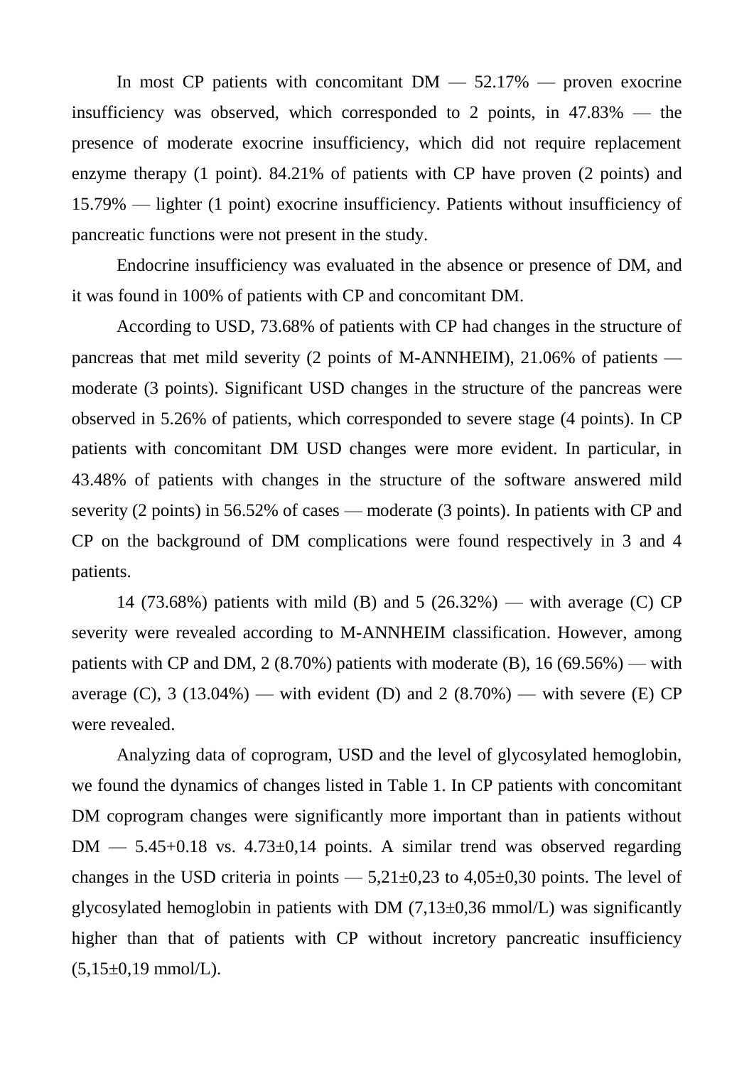In most CP patients with concomitant DM — 52.17% — proven exocrine insufficiency was observed, which corresponded to 2 points, in 47.83% — the presence of moderate exocrine insufficiency, which did not require replacement enzyme therapy (1 point). 84.21% of patients with CP have proven (2 points) and 15.79% — lighter (1 point) exocrine insufficiency. Patients without insufficiency of pancreatic functions were not present in the study.

Endocrine insufficiency was evaluated in the absence or presence of DM, and it was found in 100% of patients with CP and concomitant DM.

According to USD, 73.68% of patients with CP had changes in the structure of pancreas that met mild severity (2 points of M-ANNHEIM), 21.06% of patients — moderate (3 points). Significant USD changes in the structure of the pancreas were observed in 5.26% of patients, which corresponded to severe stage (4 points). In CP patients with concomitant DM USD changes were more evident. In particular, in 43.48% of patients with changes in the structure of the software answered mild severity (2 points) in 56.52% of cases — moderate (3 points). In patients with CP and CP on the background of DM complications were found respectively in 3 and 4 patients.

14 (73.68%) patients with mild (B) and 5 (26.32%) — with average (C) CP severity were revealed according to M-ANNHEIM classification. However, among patients with CP and DM, 2 (8.70%) patients with moderate (B), 16 (69.56%) — with average (C), 3 (13.04%) — with evident (D) and 2 (8.70%) — with severe (E) CP were revealed.

Analyzing data of coprogram, USD and the level of glycosylated hemoglobin, we found the dynamics of changes listed in Table 1. In CP patients with concomitant DM coprogram changes were significantly more important than in patients without DM — 5.45+0.18 vs. 4.73±0,14 points. A similar trend was observed regarding changes in the USD criteria in points — 5,21±0,23 to 4,05±0,30 points. The level of glycosylated hemoglobin in patients with DM (7,13±0,36 mmol/L) was significantly higher than that of patients with CP without incretory pancreatic insufficiency (5,15±0,19 mmol/L).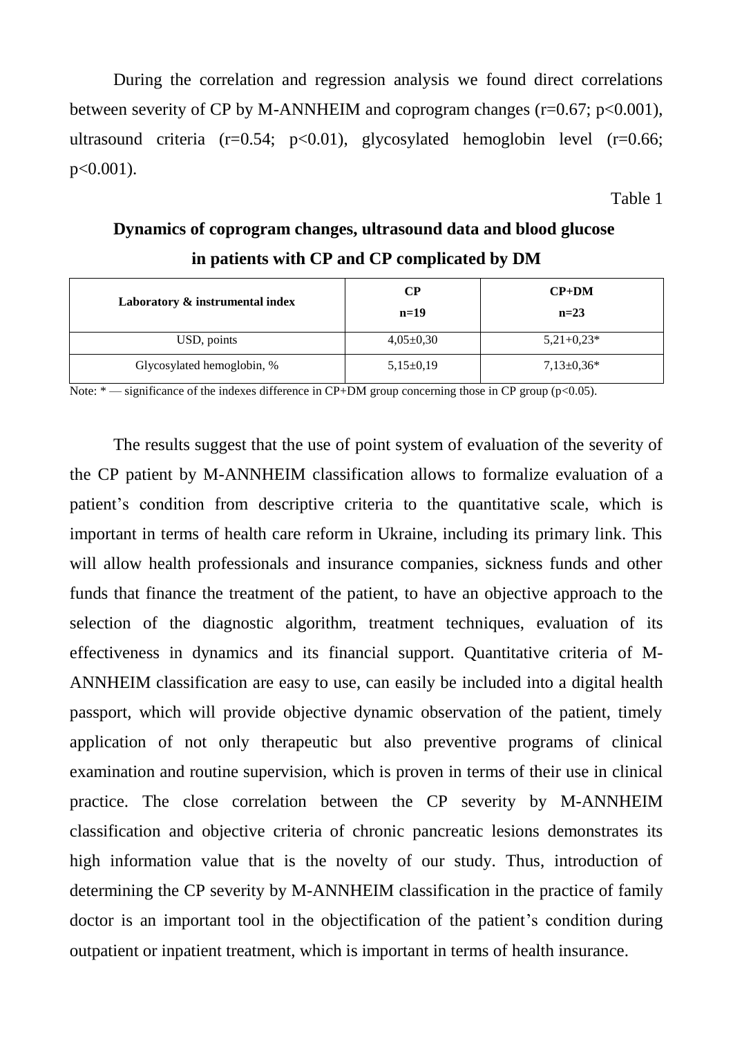During the correlation and regression analysis we found direct correlations between severity of CP by M-ANNHEIM and coprogram changes ($r=0.67$; $p<0.001$), ultrasound criteria ($r=0.54$; $p<0.01$), glycosylated hemoglobin level ($r=0.66$; $p<0.001$).

Table 1

**Dynamics of coprogram changes, ultrasound data and blood glucose in patients with CP and CP complicated by DM**

| Laboratory & instrumental index | CP n=19 | CP+DM n=23 |
|---|---|---|
| USD, points | 4,05±0,30 | 5,21+0,23* |
| Glycosylated hemoglobin, % | 5,15±0,19 | 7,13±0,36* |

Note: * — significance of the indexes difference in CP+DM group concerning those in CP group ($p<0.05$).

The results suggest that the use of point system of evaluation of the severity of the CP patient by M-ANNHEIM classification allows to formalize evaluation of a patient's condition from descriptive criteria to the quantitative scale, which is important in terms of health care reform in Ukraine, including its primary link. This will allow health professionals and insurance companies, sickness funds and other funds that finance the treatment of the patient, to have an objective approach to the selection of the diagnostic algorithm, treatment techniques, evaluation of its effectiveness in dynamics and its financial support. Quantitative criteria of M-ANNHEIM classification are easy to use, can easily be included into a digital health passport, which will provide objective dynamic observation of the patient, timely application of not only therapeutic but also preventive programs of clinical examination and routine supervision, which is proven in terms of their use in clinical practice. The close correlation between the CP severity by M-ANNHEIM classification and objective criteria of chronic pancreatic lesions demonstrates its high information value that is the novelty of our study. Thus, introduction of determining the CP severity by M-ANNHEIM classification in the practice of family doctor is an important tool in the objectification of the patient's condition during outpatient or inpatient treatment, which is important in terms of health insurance.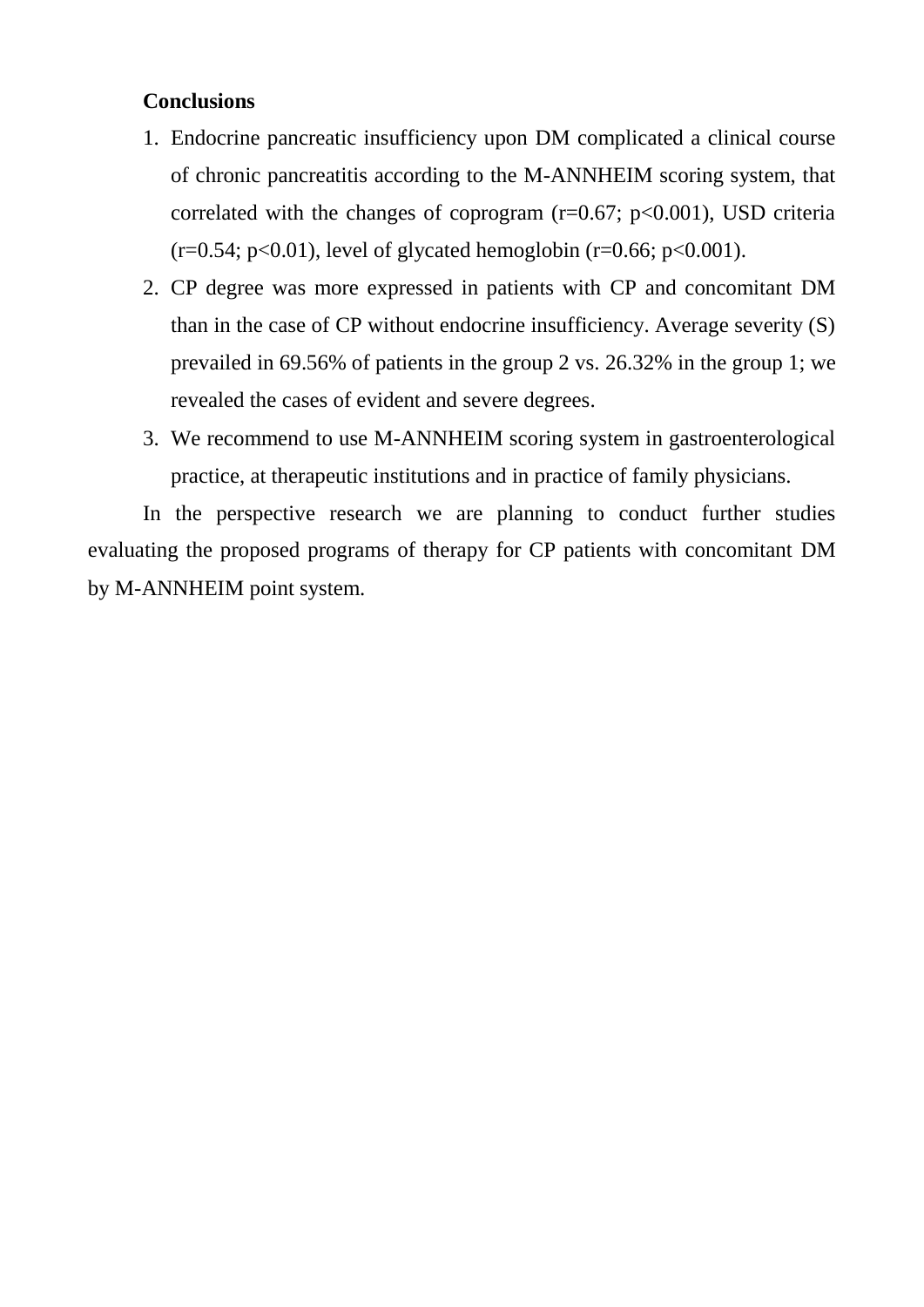**Conclusions**

1. Endocrine pancreatic insufficiency upon DM complicated a clinical course of chronic pancreatitis according to the M-ANNHEIM scoring system, that correlated with the changes of coprogram ($r=0.67$; $p<0.001$), USD criteria ($r=0.54$; $p<0.01$), level of glycated hemoglobin ($r=0.66$; $p<0.001$).
2. CP degree was more expressed in patients with CP and concomitant DM than in the case of CP without endocrine insufficiency. Average severity (S) prevailed in 69.56% of patients in the group 2 vs. 26.32% in the group 1; we revealed the cases of evident and severe degrees.
3. We recommend to use M-ANNHEIM scoring system in gastroenterological practice, at therapeutic institutions and in practice of family physicians.

In the perspective research we are planning to conduct further studies evaluating the proposed programs of therapy for CP patients with concomitant DM by M-ANNHEIM point system.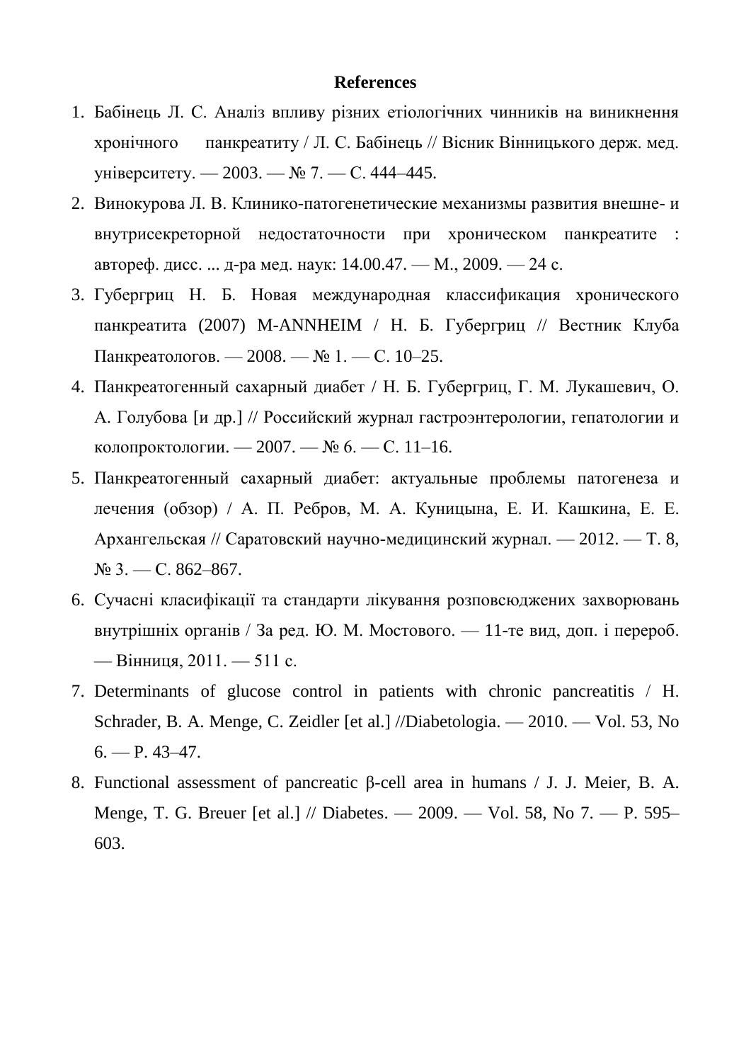**References**

1. Бабінець Л. С. Аналіз впливу різних етіологічних чинників на виникнення хронічного панкреатиту / Л. С. Бабінець // Вісник Вінницького держ. мед. університету. — 2003. — № 7. — С. 444–445.
2. Винокурова Л. В. Клинико-патогенетические механизмы развития внешне- и внутрисекреторной недостаточности при хроническом панкреатите : автореф. дисс. ... д-ра мед. наук: 14.00.47. — М., 2009. — 24 с.
3. Губергриц Н. Б. Новая международная классификация хронического панкреатита (2007) M-ANNHEIM / Н. Б. Губергриц // Вестник Клуба Панкреатологов. — 2008. — № 1. — С. 10–25.
4. Панкреатогенный сахарный диабет / Н. Б. Губергриц, Г. М. Лукашевич, О. А. Голубова [и др.] // Российский журнал гастроэнтерологии, гепатологии и колопроктологии. — 2007. — № 6. — С. 11–16.
5. Панкреатогенный сахарный диабет: актуальные проблемы патогенеза и лечения (обзор) / А. П. Ребров, М. А. Куницына, Е. И. Кашкина, Е. Е. Архангельская // Саратовский научно-медицинский журнал. — 2012. — Т. 8, № 3. — С. 862–867.
6. Сучасні класифікації та стандарти лікування розповсюджених захворювань внутрішніх органів / За ред. Ю. М. Мостового. — 11-те вид, доп. і перероб. — Вінниця, 2011. — 511 с.
7. Determinants of glucose control in patients with chronic pancreatitis / H. Schrader, B. A. Menge, C. Zeidler [et al.] //Diabetologia. — 2010. — Vol. 53, No 6. — P. 43–47.
8. Functional assessment of pancreatic β-cell area in humans / J. J. Meier, B. A. Menge, T. G. Breuer [et al.] // Diabetes. — 2009. — Vol. 58, No 7. — P. 595–603.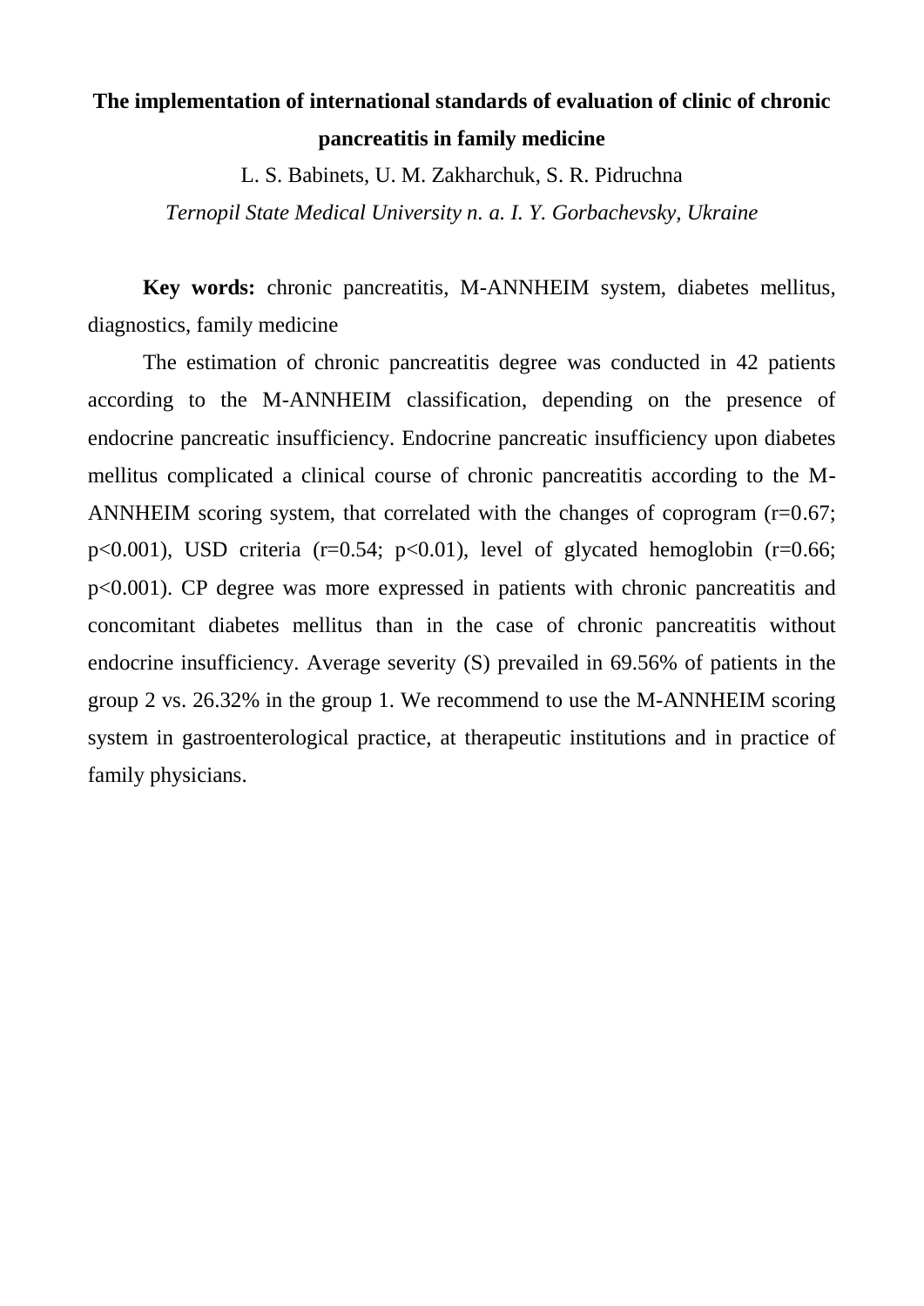# The implementation of international standards of evaluation of clinic of chronic pancreatitis in family medicine

L. S. Babinets, U. M. Zakharchuk, S. R. Pidruchna

*Ternopil State Medical University n. a. I. Y. Gorbachevsky, Ukraine*

**Key words:** chronic pancreatitis, M-ANNHEIM system, diabetes mellitus, diagnostics, family medicine

The estimation of chronic pancreatitis degree was conducted in 42 patients according to the M-ANNHEIM classification, depending on the presence of endocrine pancreatic insufficiency. Endocrine pancreatic insufficiency upon diabetes mellitus complicated a clinical course of chronic pancreatitis according to the M-ANNHEIM scoring system, that correlated with the changes of coprogram ($r=0.67$; $p<0.001$), USD criteria ($r=0.54$; $p<0.01$), level of glycated hemoglobin ($r=0.66$; $p<0.001$). CP degree was more expressed in patients with chronic pancreatitis and concomitant diabetes mellitus than in the case of chronic pancreatitis without endocrine insufficiency. Average severity (S) prevailed in 69.56% of patients in the group 2 vs. 26.32% in the group 1. We recommend to use the M-ANNHEIM scoring system in gastroenterological practice, at therapeutic institutions and in practice of family physicians.